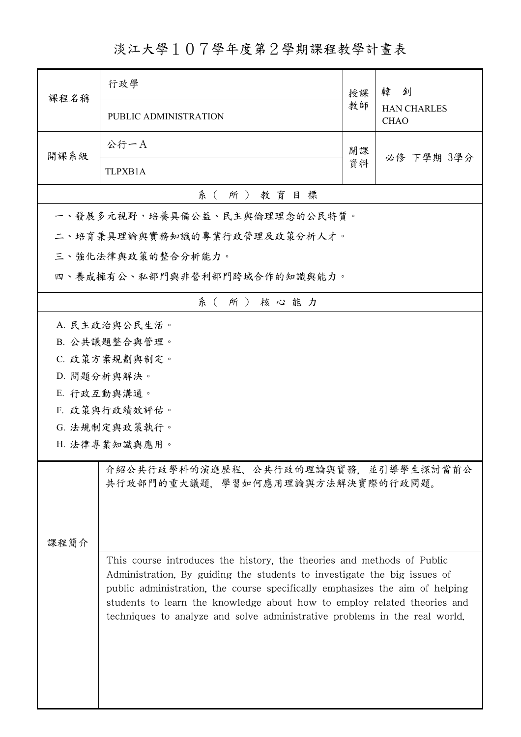# 淡江大學１０７學年度第２學期課程教學計畫表

| 課程名稱 | 行政學 | 授課教師 | 韓　釗 |
| --- | --- | --- | --- |
| | PUBLIC ADMINISTRATION | | HAN CHARLES CHAO |
| 開課系級 | 公行一Ａ | 開課資料 | 必修 下學期 3學分 |
| | TLPXB1A | | |

## 系（所）教育目標

一、發展多元視野，培養具備公益、民主與倫理理念的公民特質。

二、培育兼具理論與實務知識的專業行政管理及政策分析人才。

三、強化法律與政策的整合分析能力。

四、養成擁有公、私部門與非營利部門跨域合作的知識與能力。

## 系（所）核心能力

A. 民主政治與公民生活。

B. 公共議題整合與管理。

C. 政策方案規劃與制定。

D. 問題分析與解決。

E. 行政互動與溝通。

F. 政策與行政績效評估。

G. 法規制定與政策執行。

H. 法律專業知識與應用。

## 課程簡介

介紹公共行政學科的演進歷程、公共行政的理論與實務，並引導學生探討當前公共行政部門的重大議題，學習如何應用理論與方法解決實際的行政問題。

This course introduces the history, the theories and methods of Public Administration. By guiding the students to investigate the big issues of public administration, the course specifically emphasizes the aim of helping students to learn the knowledge about how to employ related theories and techniques to analyze and solve administrative problems in the real world.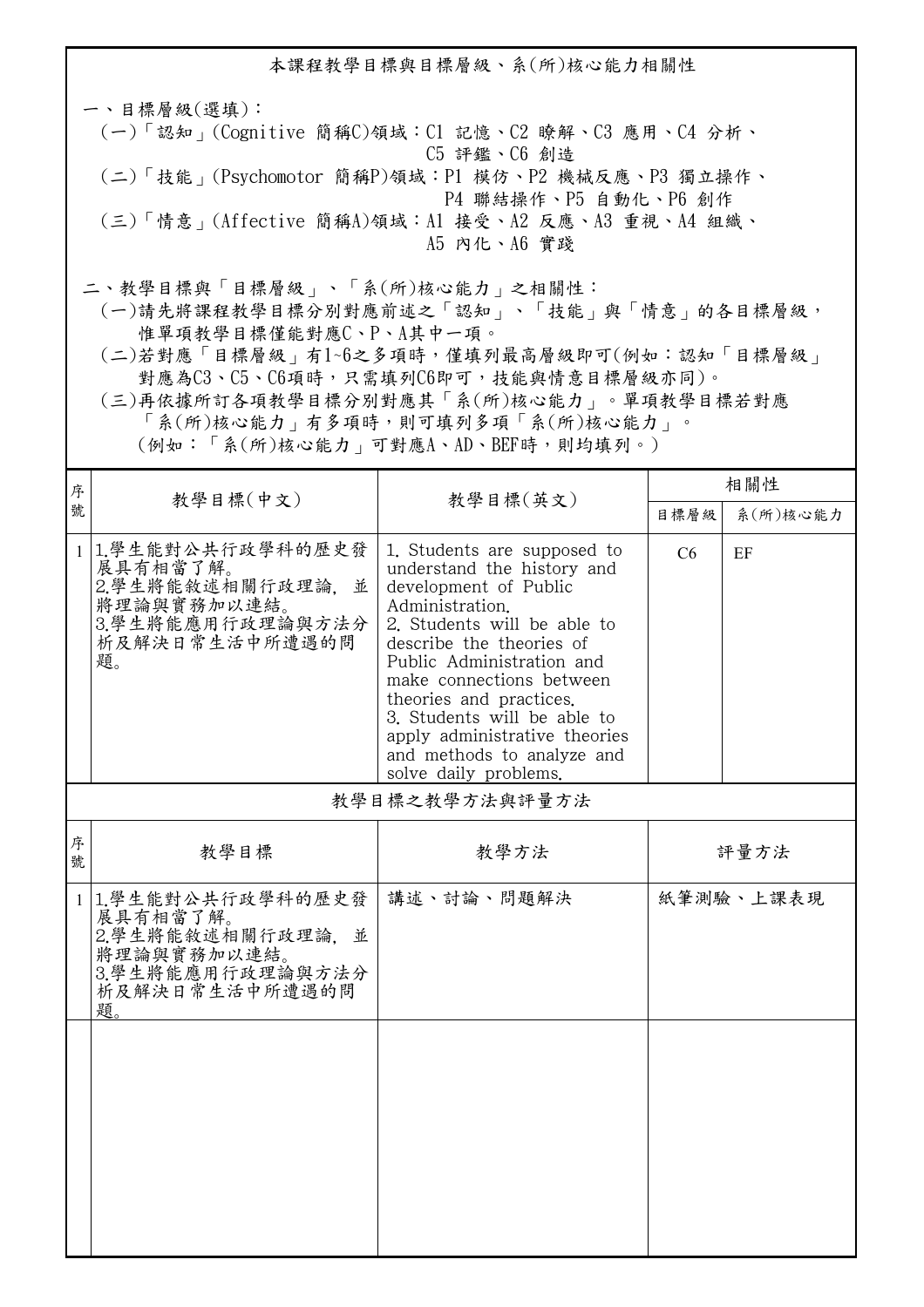## 本課程教學目標與目標層級、系(所)核心能力相關性

一、目標層級(選填)：

(一)「認知」(Cognitive 簡稱C)領域：C1 記憶、C2 瞭解、C3 應用、C4 分析、C5 評鑑、C6 創造

(二)「技能」(Psychomotor 簡稱P)領域：P1 模仿、P2 機械反應、P3 獨立操作、P4 聯結操作、P5 自動化、P6 創作

(三)「情意」(Affective 簡稱A)領域：A1 接受、A2 反應、A3 重視、A4 組織、A5 內化、A6 實踐

二、教學目標與「目標層級」、「系(所)核心能力」之相關性：

(一)請先將課程教學目標分別對應前述之「認知」、「技能」與「情意」的各目標層級，惟單項教學目標僅能對應C、P、A其中一項。

(二)若對應「目標層級」有1~6之多項時，僅填列最高層級即可(例如：認知「目標層級」對應為C3、C5、C6項時，只需填列C6即可，技能與情意目標層級亦同)。

(三)再依據所訂各項教學目標分別對應其「系(所)核心能力」。單項教學目標若對應「系(所)核心能力」有多項時，則可填列多項「系(所)核心能力」。(例如：「系(所)核心能力」可對應A、AD、BEF時，則均填列。)

| 序號 | 教學目標(中文) | 教學目標(英文) | 相關性 | |
|---|---|---|---|---|
| | | | 目標層級 | 系(所)核心能力 |
| 1 | 1.學生能對公共行政學科的歷史發展具有相當了解。<br>2.學生將能敘述相關行政理論，並將理論與實務加以連結。<br>3.學生將能應用行政理論與方法分析及解決日常生活中所遭遇的問題。 | 1. Students are supposed to understand the history and development of Public Administration.<br>2. Students will be able to describe the theories of Public Administration and make connections between theories and practices.<br>3. Students will be able to apply administrative theories and methods to analyze and solve daily problems. | C6 | EF |

## 教學目標之教學方法與評量方法

| 序號 | 教學目標 | 教學方法 | 評量方法 |
|---|---|---|---|
| 1 | 1.學生能對公共行政學科的歷史發展具有相當了解。<br>2.學生將能敘述相關行政理論，並將理論與實務加以連結。<br>3.學生將能應用行政理論與方法分析及解決日常生活中所遭遇的問題。 | 講述、討論、問題解決 | 紙筆測驗、上課表現 |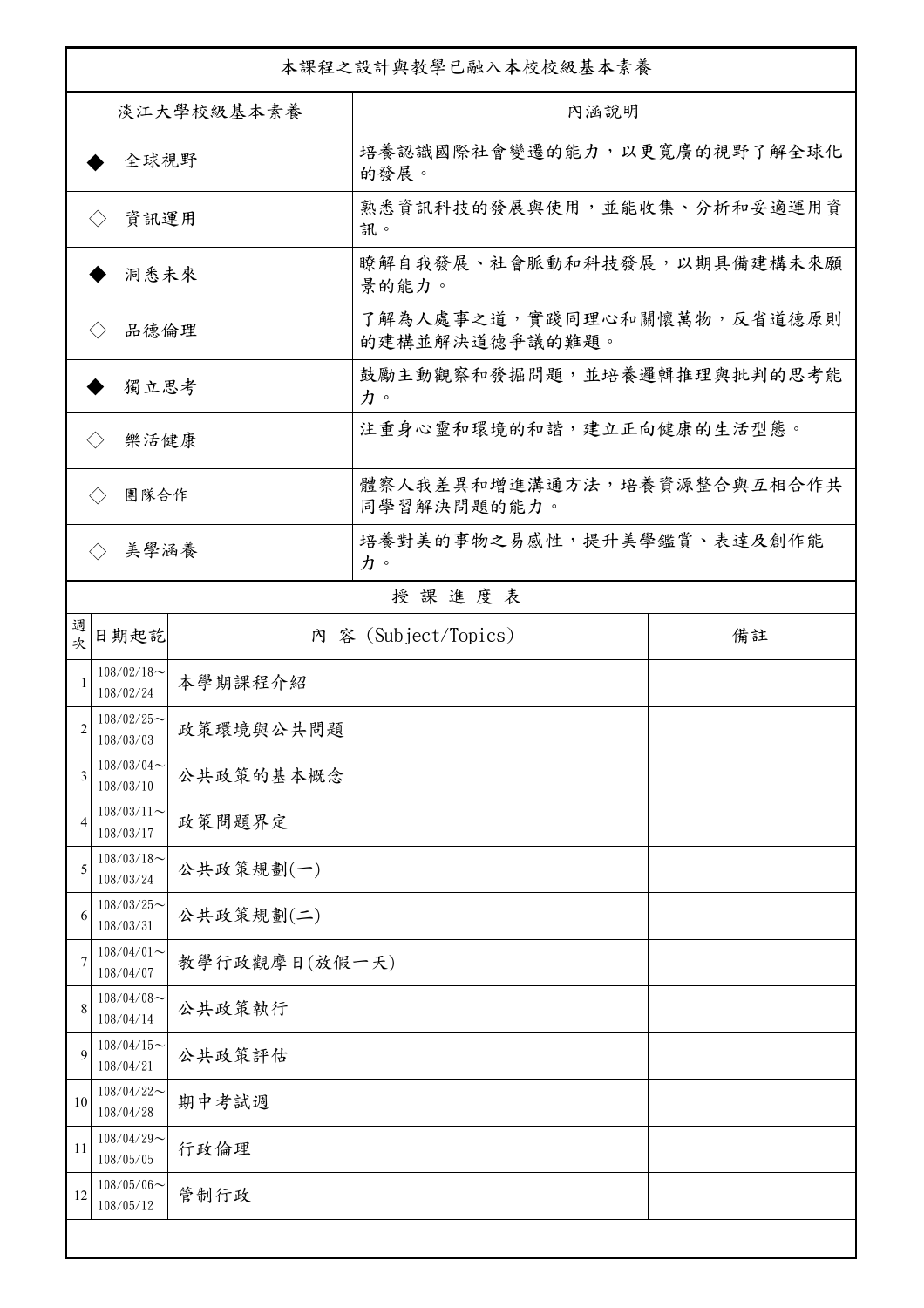本課程之設計與教學已融入本校校級基本素養

| 淡江大學校級基本素養 | 內涵說明 |
| --- | --- |
| ◆ 全球視野 | 培養認識國際社會變遷的能力，以更寬廣的視野了解全球化的發展。 |
| ◇ 資訊運用 | 熟悉資訊科技的發展與使用，並能收集、分析和妥適運用資訊。 |
| ◆ 洞悉未來 | 瞭解自我發展、社會脈動和科技發展，以期具備建構未來願景的能力。 |
| ◇ 品德倫理 | 了解為人處事之道，實踐同理心和關懷萬物，反省道德原則的建構並解決道德爭議的難題。 |
| ◆ 獨立思考 | 鼓勵主動觀察和發掘問題，並培養邏輯推理與批判的思考能力。 |
| ◇ 樂活健康 | 注重身心靈和環境的和諧，建立正向健康的生活型態。 |
| ◇ 團隊合作 | 體察人我差異和增進溝通方法，培養資源整合與互相合作共同學習解決問題的能力。 |
| ◇ 美學涵養 | 培養對美的事物之易感性，提升美學鑑賞、表達及創作能力。 |

授 課 進 度 表

| 週次 | 日期起訖 | 內 容 (Subject/Topics) | 備註 |
| --- | --- | --- | --- |
| 1 | 108/02/18～108/02/24 | 本學期課程介紹 | |
| 2 | 108/02/25～108/03/03 | 政策環境與公共問題 | |
| 3 | 108/03/04～108/03/10 | 公共政策的基本概念 | |
| 4 | 108/03/11～108/03/17 | 政策問題界定 | |
| 5 | 108/03/18～108/03/24 | 公共政策規劃(一) | |
| 6 | 108/03/25～108/03/31 | 公共政策規劃(二) | |
| 7 | 108/04/01～108/04/07 | 教學行政觀摩日(放假一天) | |
| 8 | 108/04/08～108/04/14 | 公共政策執行 | |
| 9 | 108/04/15～108/04/21 | 公共政策評估 | |
| 10 | 108/04/22～108/04/28 | 期中考試週 | |
| 11 | 108/04/29～108/05/05 | 行政倫理 | |
| 12 | 108/05/06～108/05/12 | 管制行政 | |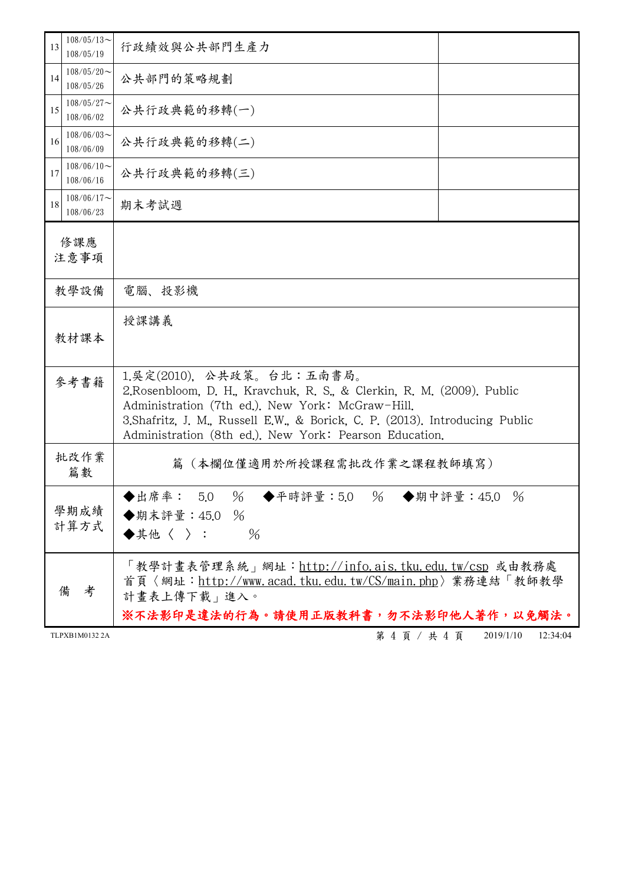| | | | |
|---|---|---|---|
| 13 | 108/05/13～<br>108/05/19 | 行政績效與公共部門生產力 | |
| 14 | 108/05/20～<br>108/05/26 | 公共部門的策略規劃 | |
| 15 | 108/05/27～<br>108/06/02 | 公共行政典範的移轉(一) | |
| 16 | 108/06/03～<br>108/06/09 | 公共行政典範的移轉(二) | |
| 17 | 108/06/10～<br>108/06/16 | 公共行政典範的移轉(三) | |
| 18 | 108/06/17～<br>108/06/23 | 期末考試週 | |

| | |
|---|---|
| 修課應注意事項 | |
| 教學設備 | 電腦、投影機 |
| 教材課本 | 授課講義 |
| 參考書籍 | 1.吳定(2010). 公共政策. 台北：五南書局。<br>2.Rosenbloom, D. H., Kravchuk, R. S., & Clerkin, R. M. (2009). Public Administration (7th ed.). New York: McGraw-Hill.<br>3.Shafritz, J. M., Russell E.W., & Borick, C. P. (2013). Introducing Public Administration (8th ed.). New York: Pearson Education. |
| 批改作業篇數 | 篇（本欄位僅適用於所授課程需批改作業之課程教師填寫） |
| 學期成績計算方式 | ◆出席率： 5.0 ％ ◆平時評量：5.0 ％ ◆期中評量：45.0 ％<br>◆期末評量：45.0 ％<br>◆其他〈 〉： ％ |
| 備　考 | 「教學計畫表管理系統」網址：http://info.ais.tku.edu.tw/csp 或由教務處首頁〈網址：http://www.acad.tku.edu.tw/CS/main.php〉業務連結「教師教學計畫表上傳下載」進入。<br>**※不法影印是違法的行為。請使用正版教科書，勿不法影印他人著作，以免觸法。** |

TLPXB1M0132 2A　　2019/1/10　12:34:04